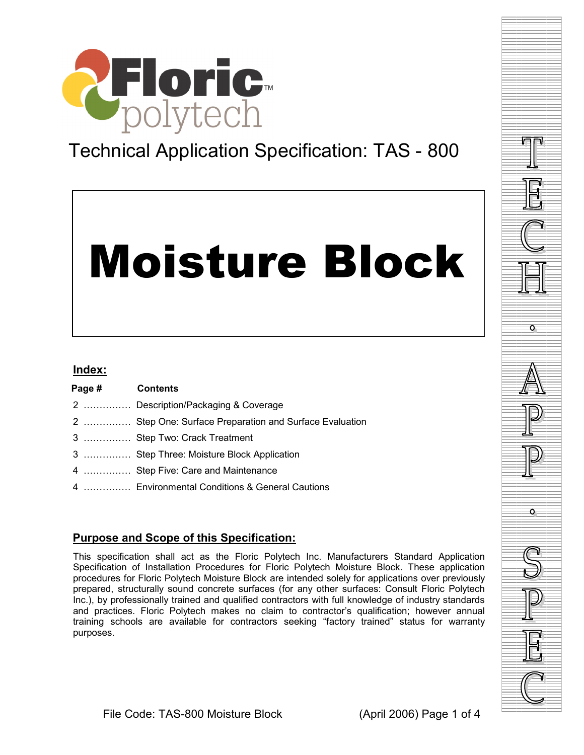Floric polytech™

Technical Application Specification: TAS - 800

# Moisture Block

## Index:

| Page # | Contents |
|---|---|
| 2 …………… | Description/Packaging & Coverage |
| 2 …………… | Step One: Surface Preparation and Surface Evaluation |
| 3 …………… | Step Two: Crack Treatment |
| 3 …………… | Step Three: Moisture Block Application |
| 4 …………… | Step Five: Care and Maintenance |
| 4 …………… | Environmental Conditions & General Cautions |

## Purpose and Scope of this Specification:

This specification shall act as the Floric Polytech Inc. Manufacturers Standard Application Specification of Installation Procedures for Floric Polytech Moisture Block. These application procedures for Floric Polytech Moisture Block are intended solely for applications over previously prepared, structurally sound concrete surfaces (for any other surfaces: Consult Floric Polytech Inc.), by professionally trained and qualified contractors with full knowledge of industry standards and practices. Floric Polytech makes no claim to contractor's qualification; however annual training schools are available for contractors seeking "factory trained" status for warranty purposes.

File Code: TAS-800 Moisture Block (April 2006)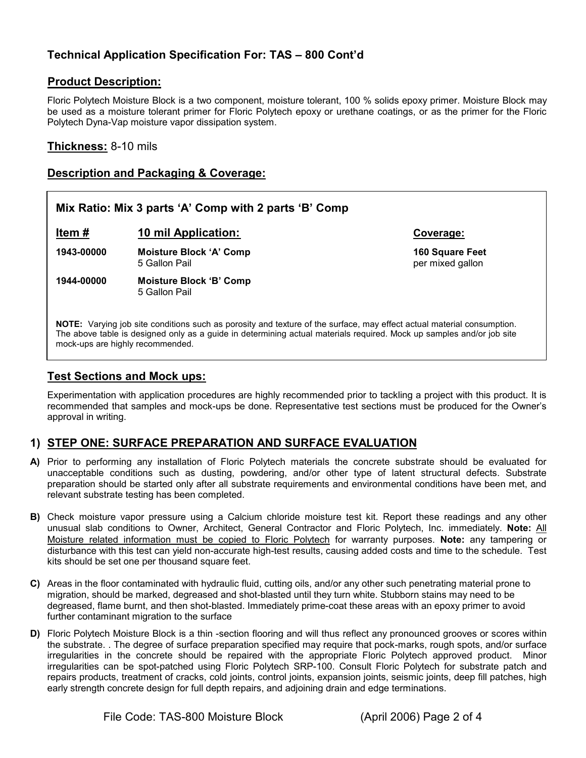## Technical Application Specification For: TAS – 800 Cont'd

### Product Description:

Floric Polytech Moisture Block is a two component, moisture tolerant, 100 % solids epoxy primer. Moisture Block may be used as a moisture tolerant primer for Floric Polytech epoxy or urethane coatings, or as the primer for the Floric Polytech Dyna-Vap moisture vapor dissipation system.

### Thickness: 8-10 mils

### Description and Packaging & Coverage:

**Mix Ratio: Mix 3 parts 'A' Comp with 2 parts 'B' Comp**

| Item # | 10 mil Application: | Coverage: |
|---|---|---|
| **1943-00000** | **Moisture Block 'A' Comp** 5 Gallon Pail | **160 Square Feet** per mixed gallon |
| **1944-00000** | **Moisture Block 'B' Comp** 5 Gallon Pail | |

**NOTE:** Varying job site conditions such as porosity and texture of the surface, may effect actual material consumption. The above table is designed only as a guide in determining actual materials required. Mock up samples and/or job site mock-ups are highly recommended.

### Test Sections and Mock ups:

Experimentation with application procedures are highly recommended prior to tackling a project with this product. It is recommended that samples and mock-ups be done. Representative test sections must be produced for the Owner's approval in writing.

### 1) STEP ONE: SURFACE PREPARATION AND SURFACE EVALUATION

**A)** Prior to performing any installation of Floric Polytech materials the concrete substrate should be evaluated for unacceptable conditions such as dusting, powdering, and/or other type of latent structural defects. Substrate preparation should be started only after all substrate requirements and environmental conditions have been met, and relevant substrate testing has been completed.

**B)** Check moisture vapor pressure using a Calcium chloride moisture test kit. Report these readings and any other unusual slab conditions to Owner, Architect, General Contractor and Floric Polytech, Inc. immediately. **Note:** All Moisture related information must be copied to Floric Polytech for warranty purposes. **Note:** any tampering or disturbance with this test can yield non-accurate high-test results, causing added costs and time to the schedule. Test kits should be set one per thousand square feet.

**C)** Areas in the floor contaminated with hydraulic fluid, cutting oils, and/or any other such penetrating material prone to migration, should be marked, degreased and shot-blasted until they turn white. Stubborn stains may need to be degreased, flame burnt, and then shot-blasted. Immediately prime-coat these areas with an epoxy primer to avoid further contaminant migration to the surface

**D)** Floric Polytech Moisture Block is a thin -section flooring and will thus reflect any pronounced grooves or scores within the substrate. . The degree of surface preparation specified may require that pock-marks, rough spots, and/or surface irregularities in the concrete should be repaired with the appropriate Floric Polytech approved product. Minor irregularities can be spot-patched using Floric Polytech SRP-100. Consult Floric Polytech for substrate patch and repairs products, treatment of cracks, cold joints, control joints, expansion joints, seismic joints, deep fill patches, high early strength concrete design for full depth repairs, and adjoining drain and edge terminations.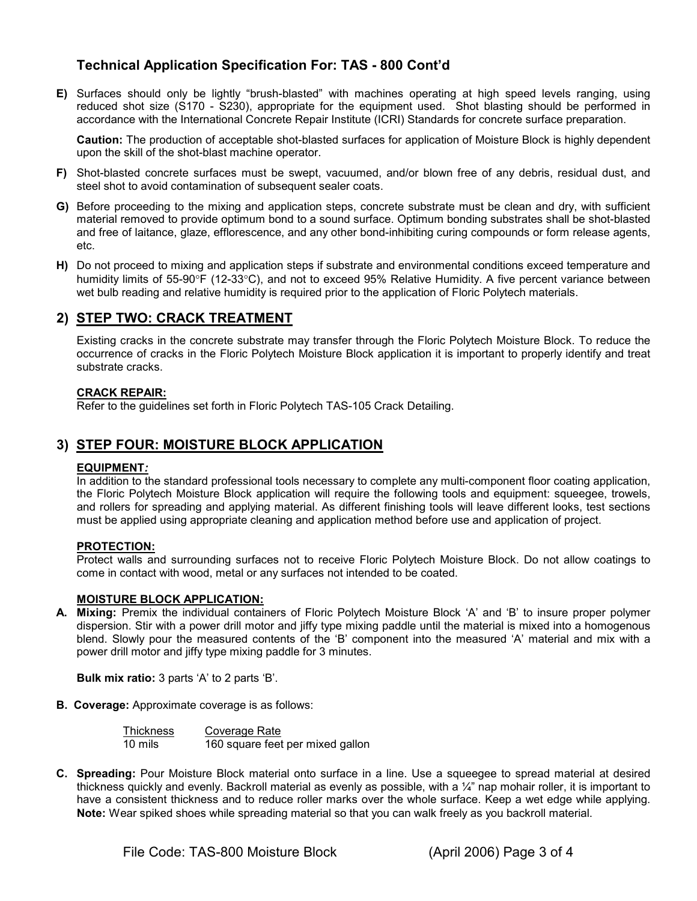## Technical Application Specification For: TAS - 800 Cont'd

**E)** Surfaces should only be lightly "brush-blasted" with machines operating at high speed levels ranging, using reduced shot size (S170 - S230), appropriate for the equipment used. Shot blasting should be performed in accordance with the International Concrete Repair Institute (ICRI) Standards for concrete surface preparation.

**Caution:** The production of acceptable shot-blasted surfaces for application of Moisture Block is highly dependent upon the skill of the shot-blast machine operator.

**F)** Shot-blasted concrete surfaces must be swept, vacuumed, and/or blown free of any debris, residual dust, and steel shot to avoid contamination of subsequent sealer coats.

**G)** Before proceeding to the mixing and application steps, concrete substrate must be clean and dry, with sufficient material removed to provide optimum bond to a sound surface. Optimum bonding substrates shall be shot-blasted and free of laitance, glaze, efflorescence, and any other bond-inhibiting curing compounds or form release agents, etc.

**H)** Do not proceed to mixing and application steps if substrate and environmental conditions exceed temperature and humidity limits of 55-90°F (12-33°C), and not to exceed 95% Relative Humidity. A five percent variance between wet bulb reading and relative humidity is required prior to the application of Floric Polytech materials.

## 2) STEP TWO: CRACK TREATMENT

Existing cracks in the concrete substrate may transfer through the Floric Polytech Moisture Block. To reduce the occurrence of cracks in the Floric Polytech Moisture Block application it is important to properly identify and treat substrate cracks.

**CRACK REPAIR:**
Refer to the guidelines set forth in Floric Polytech TAS-105 Crack Detailing.

## 3) STEP FOUR: MOISTURE BLOCK APPLICATION

**EQUIPMENT*:***
In addition to the standard professional tools necessary to complete any multi-component floor coating application, the Floric Polytech Moisture Block application will require the following tools and equipment: squeegee, trowels, and rollers for spreading and applying material. As different finishing tools will leave different looks, test sections must be applied using appropriate cleaning and application method before use and application of project.

**PROTECTION:**
Protect walls and surrounding surfaces not to receive Floric Polytech Moisture Block. Do not allow coatings to come in contact with wood, metal or any surfaces not intended to be coated.

**MOISTURE BLOCK APPLICATION:**

**A. Mixing:** Premix the individual containers of Floric Polytech Moisture Block 'A' and 'B' to insure proper polymer dispersion. Stir with a power drill motor and jiffy type mixing paddle until the material is mixed into a homogenous blend. Slowly pour the measured contents of the 'B' component into the measured 'A' material and mix with a power drill motor and jiffy type mixing paddle for 3 minutes.

**Bulk mix ratio:** 3 parts 'A' to 2 parts 'B'.

**B. Coverage:** Approximate coverage is as follows:

| Thickness | Coverage Rate |
|---|---|
| 10 mils | 160 square feet per mixed gallon |

**C. Spreading:** Pour Moisture Block material onto surface in a line. Use a squeegee to spread material at desired thickness quickly and evenly. Backroll material as evenly as possible, with a ¼" nap mohair roller, it is important to have a consistent thickness and to reduce roller marks over the whole surface. Keep a wet edge while applying. **Note:** Wear spiked shoes while spreading material so that you can walk freely as you backroll material.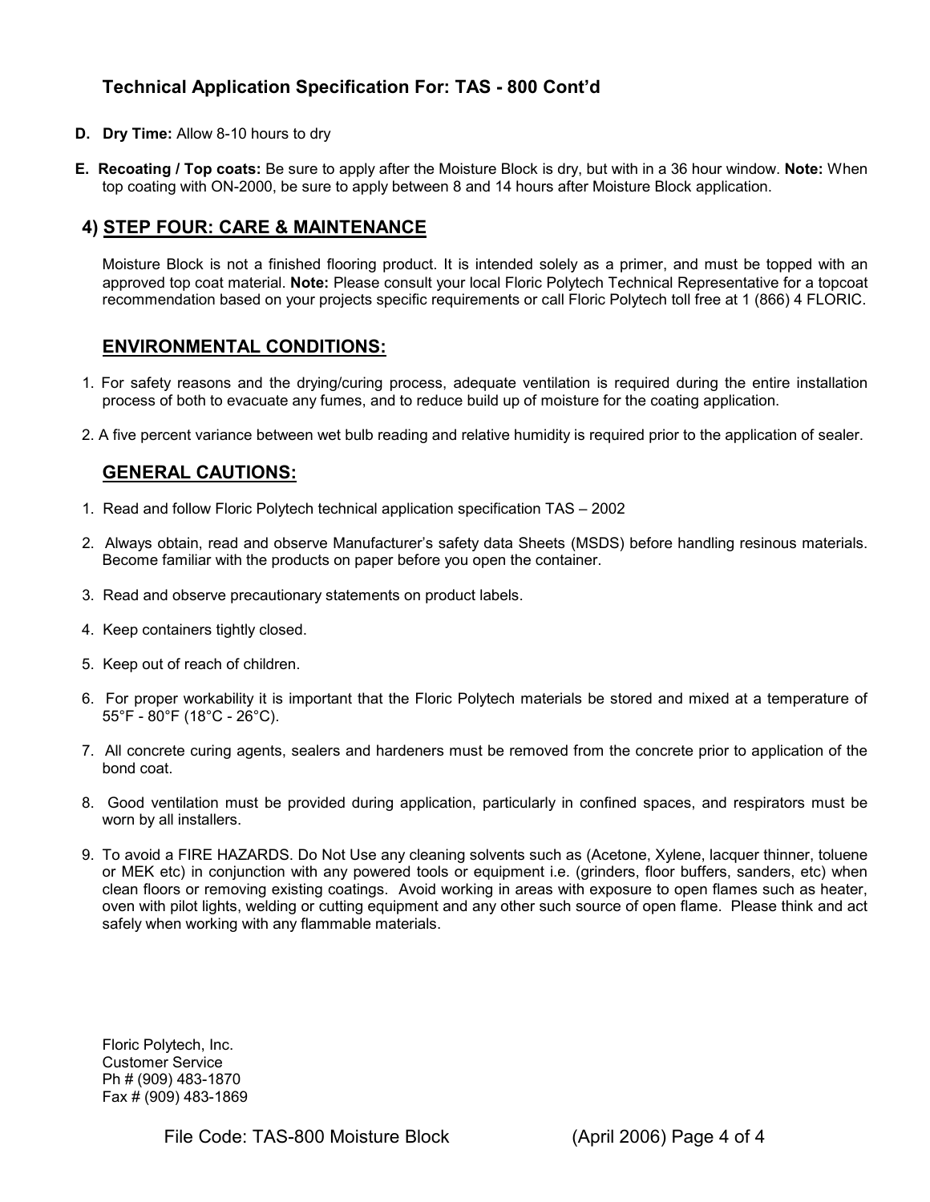## Technical Application Specification For: TAS - 800 Cont'd

**D. Dry Time:** Allow 8-10 hours to dry

**E. Recoating / Top coats:** Be sure to apply after the Moisture Block is dry, but with in a 36 hour window. **Note:** When top coating with ON-2000, be sure to apply between 8 and 14 hours after Moisture Block application.

## 4) STEP FOUR: CARE & MAINTENANCE

Moisture Block is not a finished flooring product. It is intended solely as a primer, and must be topped with an approved top coat material. **Note:** Please consult your local Floric Polytech Technical Representative for a topcoat recommendation based on your projects specific requirements or call Floric Polytech toll free at 1 (866) 4 FLORIC.

## ENVIRONMENTAL CONDITIONS:

1. For safety reasons and the drying/curing process, adequate ventilation is required during the entire installation process of both to evacuate any fumes, and to reduce build up of moisture for the coating application.
2. A five percent variance between wet bulb reading and relative humidity is required prior to the application of sealer.

## GENERAL CAUTIONS:

1. Read and follow Floric Polytech technical application specification TAS – 2002
2. Always obtain, read and observe Manufacturer's safety data Sheets (MSDS) before handling resinous materials. Become familiar with the products on paper before you open the container.
3. Read and observe precautionary statements on product labels.
4. Keep containers tightly closed.
5. Keep out of reach of children.
6. For proper workability it is important that the Floric Polytech materials be stored and mixed at a temperature of 55°F - 80°F (18°C - 26°C).
7. All concrete curing agents, sealers and hardeners must be removed from the concrete prior to application of the bond coat.
8. Good ventilation must be provided during application, particularly in confined spaces, and respirators must be worn by all installers.
9. To avoid a FIRE HAZARDS. Do Not Use any cleaning solvents such as (Acetone, Xylene, lacquer thinner, toluene or MEK etc) in conjunction with any powered tools or equipment i.e. (grinders, floor buffers, sanders, etc) when clean floors or removing existing coatings. Avoid working in areas with exposure to open flames such as heater, oven with pilot lights, welding or cutting equipment and any other such source of open flame. Please think and act safely when working with any flammable materials.

Floric Polytech, Inc.
Customer Service
Ph # (909) 483-1870
Fax # (909) 483-1869

File Code: TAS-800 Moisture Block (April 2006)